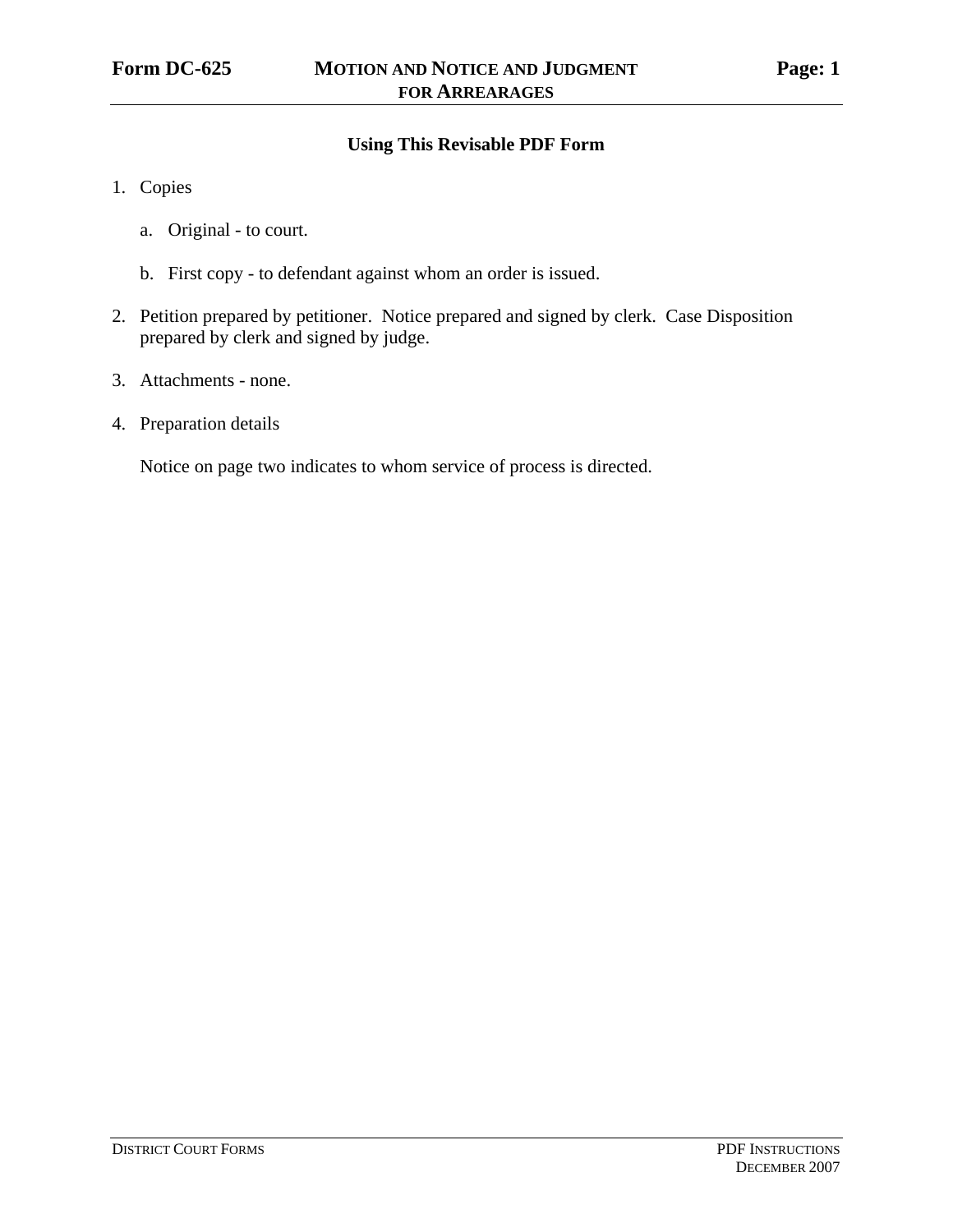# Form DC-625 — MOTION AND NOTICE AND JUDGMENT FOR ARREARAGES

## Using This Revisable PDF Form

1. Copies

   a. Original - to court.

   b. First copy - to defendant against whom an order is issued.

2. Petition prepared by petitioner. Notice prepared and signed by clerk. Case Disposition prepared by clerk and signed by judge.

3. Attachments - none.

4. Preparation details

   Notice on page two indicates to whom service of process is directed.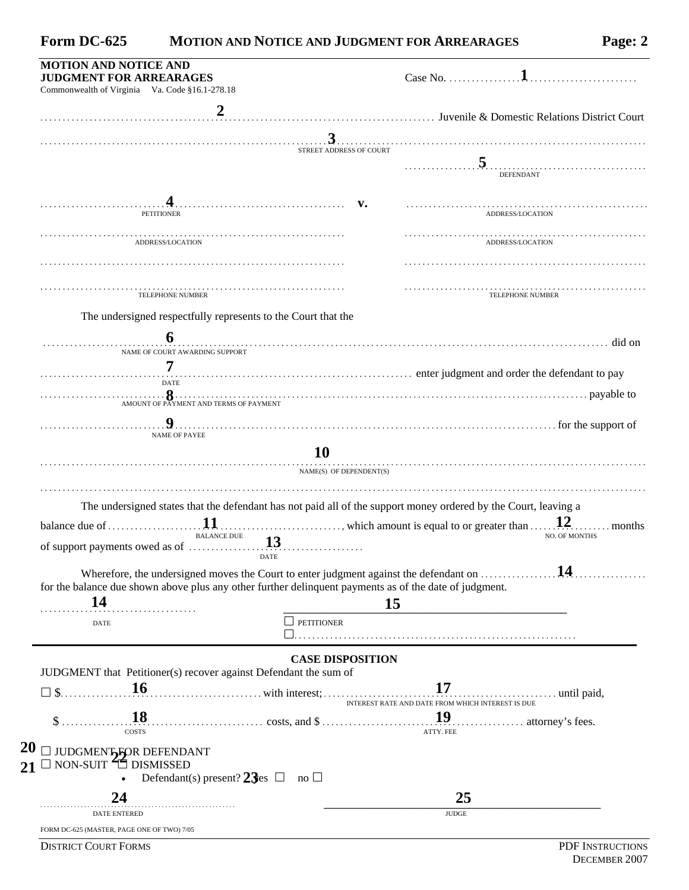Form DC-625 **MOTION AND NOTICE AND JUDGMENT FOR ARREARAGES** **Page: 2**

**MOTION AND NOTICE AND JUDGMENT FOR ARREARAGES**
Commonwealth of Virginia Va. Code §16.1-278.18

Case No. ................**1**........................

..........................**2**.......................... Juvenile & Domestic Relations District Court

..........................**3**..........................
STREET ADDRESS OF COURT

| | | ..........**5**.......... DEFENDANT |
|---|---|---|
| ..........**4**.......... PETITIONER | **v.** | .................... ADDRESS/LOCATION |
| .................... ADDRESS/LOCATION | | .................... ADDRESS/LOCATION |
| .................... | | .................... |
| .................... TELEPHONE NUMBER | | .................... TELEPHONE NUMBER |

The undersigned respectfully represents to the Court that the

..........**6**.......... did on
NAME OF COURT AWARDING SUPPORT

..........**7**.......... enter judgment and order the defendant to pay
DATE

..........**8**.......... payable to
AMOUNT OF PAYMENT AND TERMS OF PAYMENT

..........**9**.......... for the support of
NAME OF PAYEE

..........**10**..........
NAME(S) OF DEPENDENT(S)

..........................................

The undersigned states that the defendant has not paid all of the support money ordered by the Court, leaving a balance due of ..........**11**.........., which amount is equal to or greater than ......**12**...... months of support payments owed as of ..........**13**..........

BALANCE DUE — NO. OF MONTHS — DATE

Wherefore, the undersigned moves the Court to enter judgment against the defendant on ..........**14**.......... for the balance due shown above plus any other further delinquent payments as of the date of judgment.

..........**14**.......... **15**
DATE ☐ PETITIONER
☐..........................................

**CASE DISPOSITION**

JUDGMENT that Petitioner(s) recover against Defendant the sum of

☐ $..........**16**.......... with interest;..........**17**.......... until paid,
INTEREST RATE AND DATE FROM WHICH INTEREST IS DUE

$..........**18**.......... costs, and $..........**19**.......... attorney's fees.
COSTS — ATTY. FEE

**20** ☐ JUDGMENT FOR DEFENDANT
**21** ☐ NON-SUIT **22** ☐ DISMISSED

- Defendant(s) present? **23** yes ☐ no ☐

..........**24**.......... **25**
DATE ENTERED — JUDGE

FORM DC-625 (MASTER, PAGE ONE OF TWO) 7/05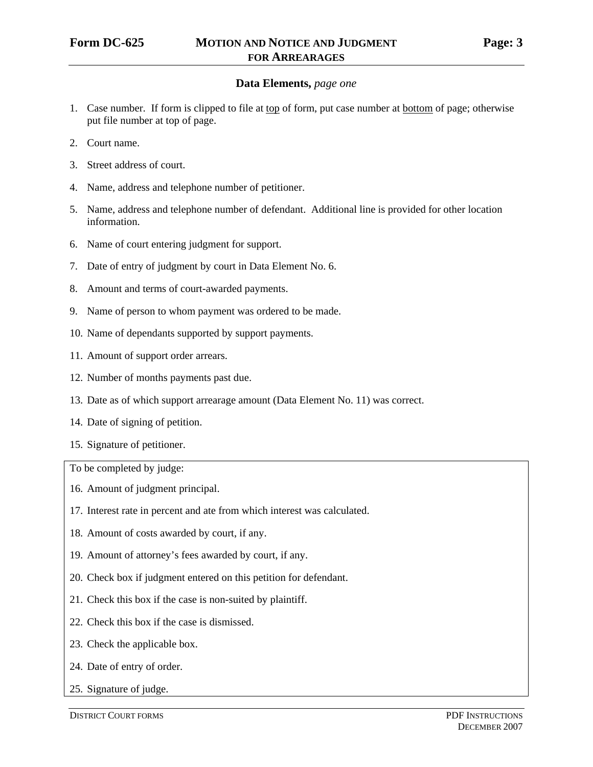## Data Elements, *page one*

1. Case number. If form is clipped to file at top of form, put case number at bottom of page; otherwise put file number at top of page.
2. Court name.
3. Street address of court.
4. Name, address and telephone number of petitioner.
5. Name, address and telephone number of defendant. Additional line is provided for other location information.
6. Name of court entering judgment for support.
7. Date of entry of judgment by court in Data Element No. 6.
8. Amount and terms of court-awarded payments.
9. Name of person to whom payment was ordered to be made.
10. Name of dependants supported by support payments.
11. Amount of support order arrears.
12. Number of months payments past due.
13. Date as of which support arrearage amount (Data Element No. 11) was correct.
14. Date of signing of petition.
15. Signature of petitioner.

To be completed by judge:

16. Amount of judgment principal.
17. Interest rate in percent and ate from which interest was calculated.
18. Amount of costs awarded by court, if any.
19. Amount of attorney's fees awarded by court, if any.
20. Check box if judgment entered on this petition for defendant.
21. Check this box if the case is non-suited by plaintiff.
22. Check this box if the case is dismissed.
23. Check the applicable box.
24. Date of entry of order.
25. Signature of judge.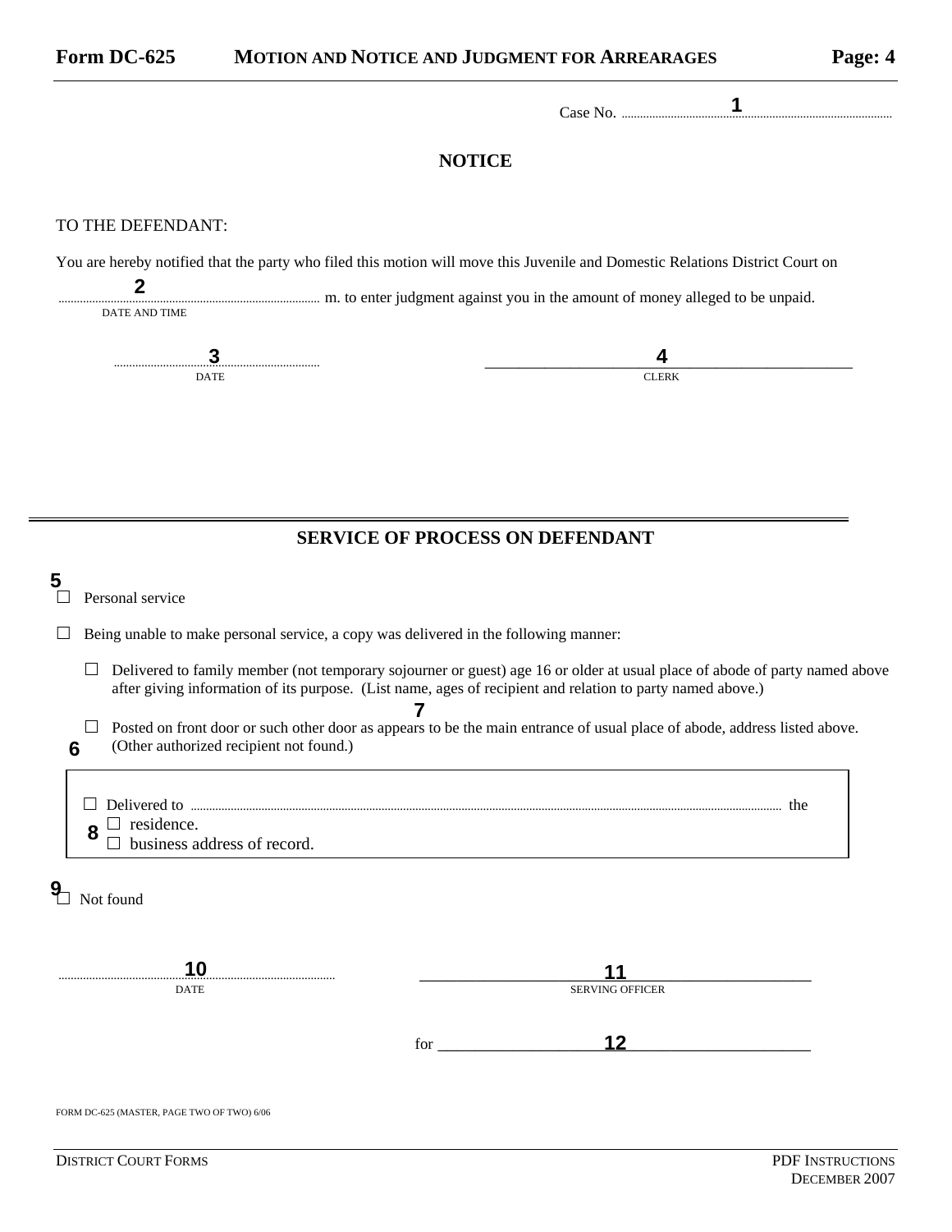**Form DC-625** **MOTION AND NOTICE AND JUDGMENT FOR ARREARAGES** **Page: 4**

Case No. ..................................**1**..................................

## NOTICE

TO THE DEFENDANT:

You are hereby notified that the party who filed this motion will move this Juvenile and Domestic Relations District Court on

..........**2**.......................... m. to enter judgment against you in the amount of money alleged to be unpaid.
DATE AND TIME

..........**3**..........
DATE

__________**4**__________
CLERK

## SERVICE OF PROCESS ON DEFENDANT

**5**
☐ Personal service

☐ Being unable to make personal service, a copy was delivered in the following manner:

☐ Delivered to family member (not temporary sojourner or guest) age 16 or older at usual place of abode of party named above after giving information of its purpose. (List name, ages of recipient and relation to party named above.)

**7**
☐ Posted on front door or such other door as appears to be the main entrance of usual place of abode, address listed above. (Other authorized recipient not found.)

**6**

☐ Delivered to .................................................................... the
**8** ☐ residence.
☐ business address of record.

**9** ☐ Not found

..........**10**..........
DATE

__________**11**__________
SERVING OFFICER

for __________**12**__________

FORM DC-625 (MASTER, PAGE TWO OF TWO) 6/06

DISTRICT COURT FORMS

PDF INSTRUCTIONS
DECEMBER 2007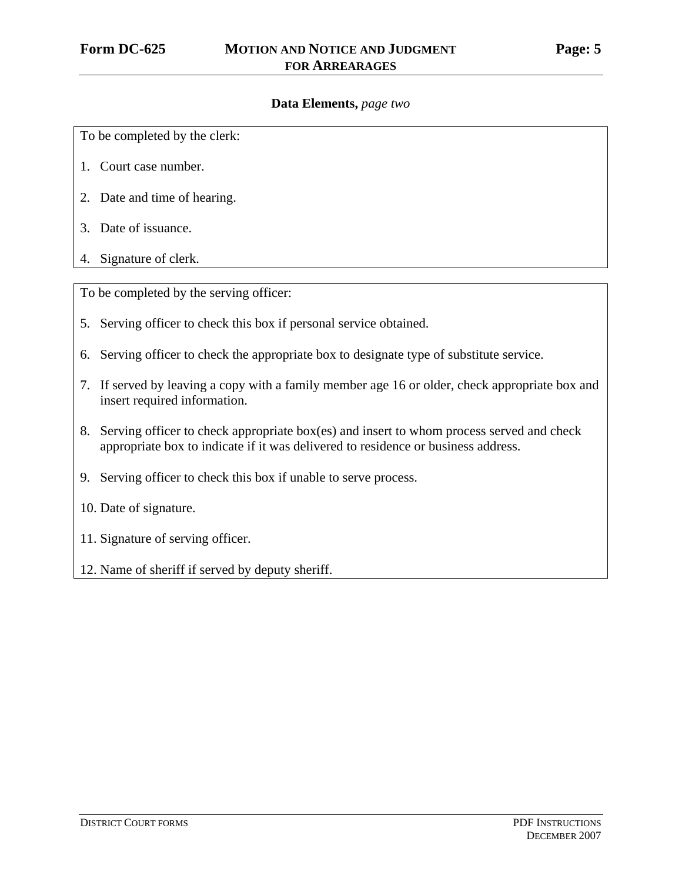**Data Elements,** *page two*

To be completed by the clerk:

1. Court case number.
2. Date and time of hearing.
3. Date of issuance.
4. Signature of clerk.

To be completed by the serving officer:

5. Serving officer to check this box if personal service obtained.
6. Serving officer to check the appropriate box to designate type of substitute service.
7. If served by leaving a copy with a family member age 16 or older, check appropriate box and insert required information.
8. Serving officer to check appropriate box(es) and insert to whom process served and check appropriate box to indicate if it was delivered to residence or business address.
9. Serving officer to check this box if unable to serve process.
10. Date of signature.
11. Signature of serving officer.
12. Name of sheriff if served by deputy sheriff.